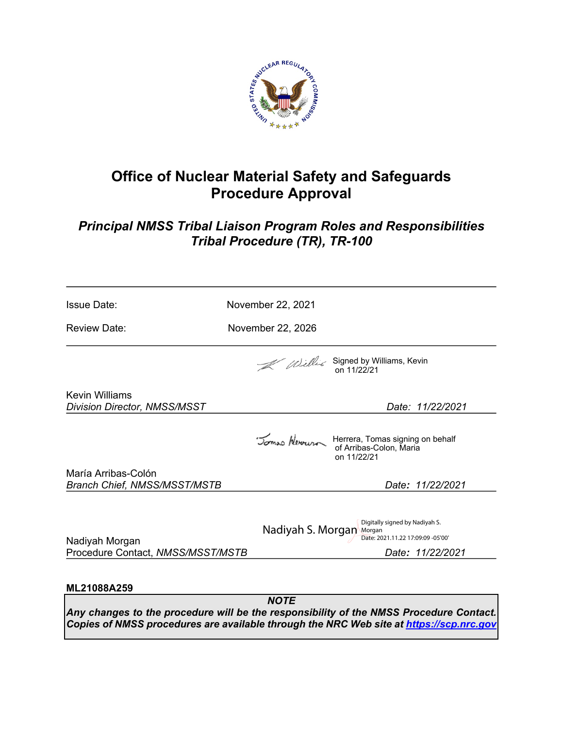# Office of Nuclear Material Safety and Safeguards Procedure Approval

## *Principal NMSS Tribal Liaison Program Roles and Responsibilities Tribal Procedure (TR), TR-100*

Issue Date: November 22, 2021

Review Date: November 22, 2026

Signed by Williams, Kevin on 11/22/21

Kevin Williams
*Division Director, NMSS/MSST* *Date: 11/22/2021*

Herrera, Tomas signing on behalf of Arribas-Colon, Maria on 11/22/21

María Arribas-Colón
*Branch Chief, NMSS/MSST/MSTB* *Date: 11/22/2021*

Nadiyah S. Morgan — Digitally signed by Nadiyah S. Morgan Date: 2021.11.22 17:09:09 -05'00'

Nadiyah Morgan
Procedure Contact, *NMSS/MSST/MSTB* *Date: 11/22/2021*

**ML21088A259**

***NOTE***
***Any changes to the procedure will be the responsibility of the NMSS Procedure Contact. Copies of NMSS procedures are available through the NRC Web site at https://scp.nrc.gov***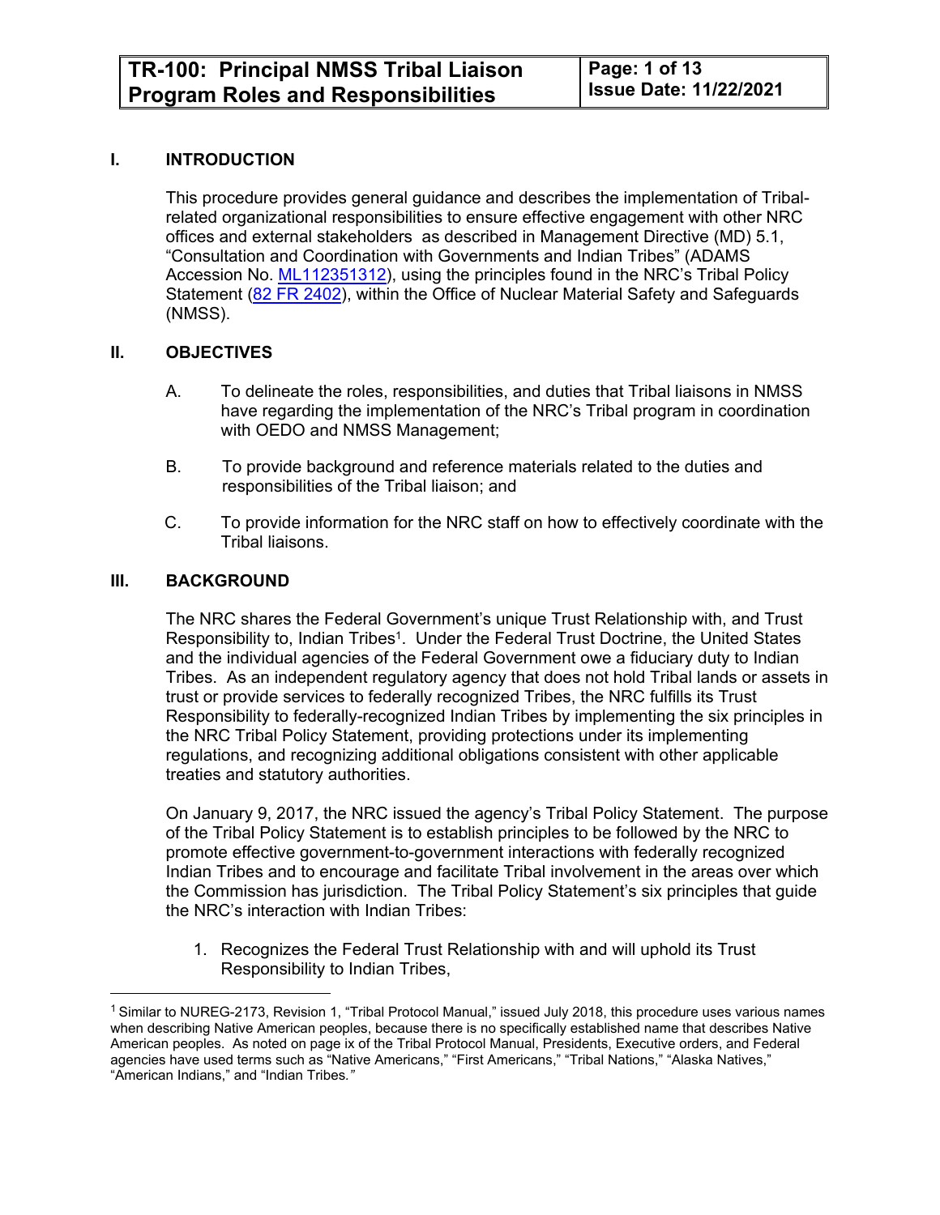## I. INTRODUCTION

This procedure provides general guidance and describes the implementation of Tribal-related organizational responsibilities to ensure effective engagement with other NRC offices and external stakeholders as described in Management Directive (MD) 5.1, "Consultation and Coordination with Governments and Indian Tribes" (ADAMS Accession No. ML112351312), using the principles found in the NRC's Tribal Policy Statement (82 FR 2402), within the Office of Nuclear Material Safety and Safeguards (NMSS).

## II. OBJECTIVES

A. To delineate the roles, responsibilities, and duties that Tribal liaisons in NMSS have regarding the implementation of the NRC's Tribal program in coordination with OEDO and NMSS Management;

B. To provide background and reference materials related to the duties and responsibilities of the Tribal liaison; and

C. To provide information for the NRC staff on how to effectively coordinate with the Tribal liaisons.

## III. BACKGROUND

The NRC shares the Federal Government's unique Trust Relationship with, and Trust Responsibility to, Indian Tribes[1]. Under the Federal Trust Doctrine, the United States and the individual agencies of the Federal Government owe a fiduciary duty to Indian Tribes. As an independent regulatory agency that does not hold Tribal lands or assets in trust or provide services to federally recognized Tribes, the NRC fulfills its Trust Responsibility to federally-recognized Indian Tribes by implementing the six principles in the NRC Tribal Policy Statement, providing protections under its implementing regulations, and recognizing additional obligations consistent with other applicable treaties and statutory authorities.

On January 9, 2017, the NRC issued the agency's Tribal Policy Statement. The purpose of the Tribal Policy Statement is to establish principles to be followed by the NRC to promote effective government-to-government interactions with federally recognized Indian Tribes and to encourage and facilitate Tribal involvement in the areas over which the Commission has jurisdiction. The Tribal Policy Statement's six principles that guide the NRC's interaction with Indian Tribes:

1. Recognizes the Federal Trust Relationship with and will uphold its Trust Responsibility to Indian Tribes,

[1] Similar to NUREG-2173, Revision 1, "Tribal Protocol Manual," issued July 2018, this procedure uses various names when describing Native American peoples, because there is no specifically established name that describes Native American peoples. As noted on page ix of the Tribal Protocol Manual, Presidents, Executive orders, and Federal agencies have used terms such as "Native Americans," "First Americans," "Tribal Nations," "Alaska Natives," "American Indians," and "Indian Tribes."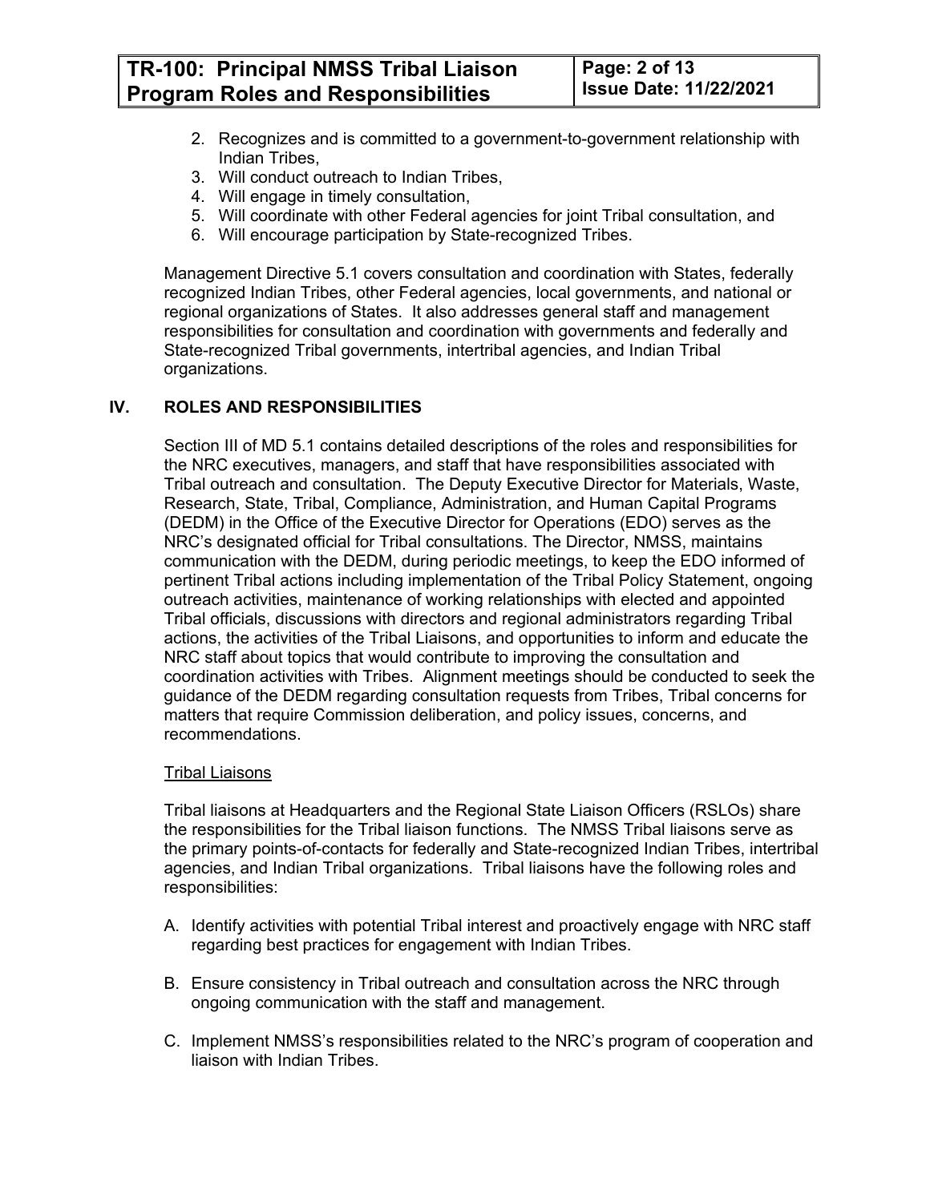2. Recognizes and is committed to a government-to-government relationship with Indian Tribes,
3. Will conduct outreach to Indian Tribes,
4. Will engage in timely consultation,
5. Will coordinate with other Federal agencies for joint Tribal consultation, and
6. Will encourage participation by State-recognized Tribes.

Management Directive 5.1 covers consultation and coordination with States, federally recognized Indian Tribes, other Federal agencies, local governments, and national or regional organizations of States. It also addresses general staff and management responsibilities for consultation and coordination with governments and federally and State-recognized Tribal governments, intertribal agencies, and Indian Tribal organizations.

## IV. ROLES AND RESPONSIBILITIES

Section III of MD 5.1 contains detailed descriptions of the roles and responsibilities for the NRC executives, managers, and staff that have responsibilities associated with Tribal outreach and consultation. The Deputy Executive Director for Materials, Waste, Research, State, Tribal, Compliance, Administration, and Human Capital Programs (DEDM) in the Office of the Executive Director for Operations (EDO) serves as the NRC's designated official for Tribal consultations. The Director, NMSS, maintains communication with the DEDM, during periodic meetings, to keep the EDO informed of pertinent Tribal actions including implementation of the Tribal Policy Statement, ongoing outreach activities, maintenance of working relationships with elected and appointed Tribal officials, discussions with directors and regional administrators regarding Tribal actions, the activities of the Tribal Liaisons, and opportunities to inform and educate the NRC staff about topics that would contribute to improving the consultation and coordination activities with Tribes. Alignment meetings should be conducted to seek the guidance of the DEDM regarding consultation requests from Tribes, Tribal concerns for matters that require Commission deliberation, and policy issues, concerns, and recommendations.

### Tribal Liaisons

Tribal liaisons at Headquarters and the Regional State Liaison Officers (RSLOs) share the responsibilities for the Tribal liaison functions. The NMSS Tribal liaisons serve as the primary points-of-contacts for federally and State-recognized Indian Tribes, intertribal agencies, and Indian Tribal organizations. Tribal liaisons have the following roles and responsibilities:

A. Identify activities with potential Tribal interest and proactively engage with NRC staff regarding best practices for engagement with Indian Tribes.

B. Ensure consistency in Tribal outreach and consultation across the NRC through ongoing communication with the staff and management.

C. Implement NMSS's responsibilities related to the NRC's program of cooperation and liaison with Indian Tribes.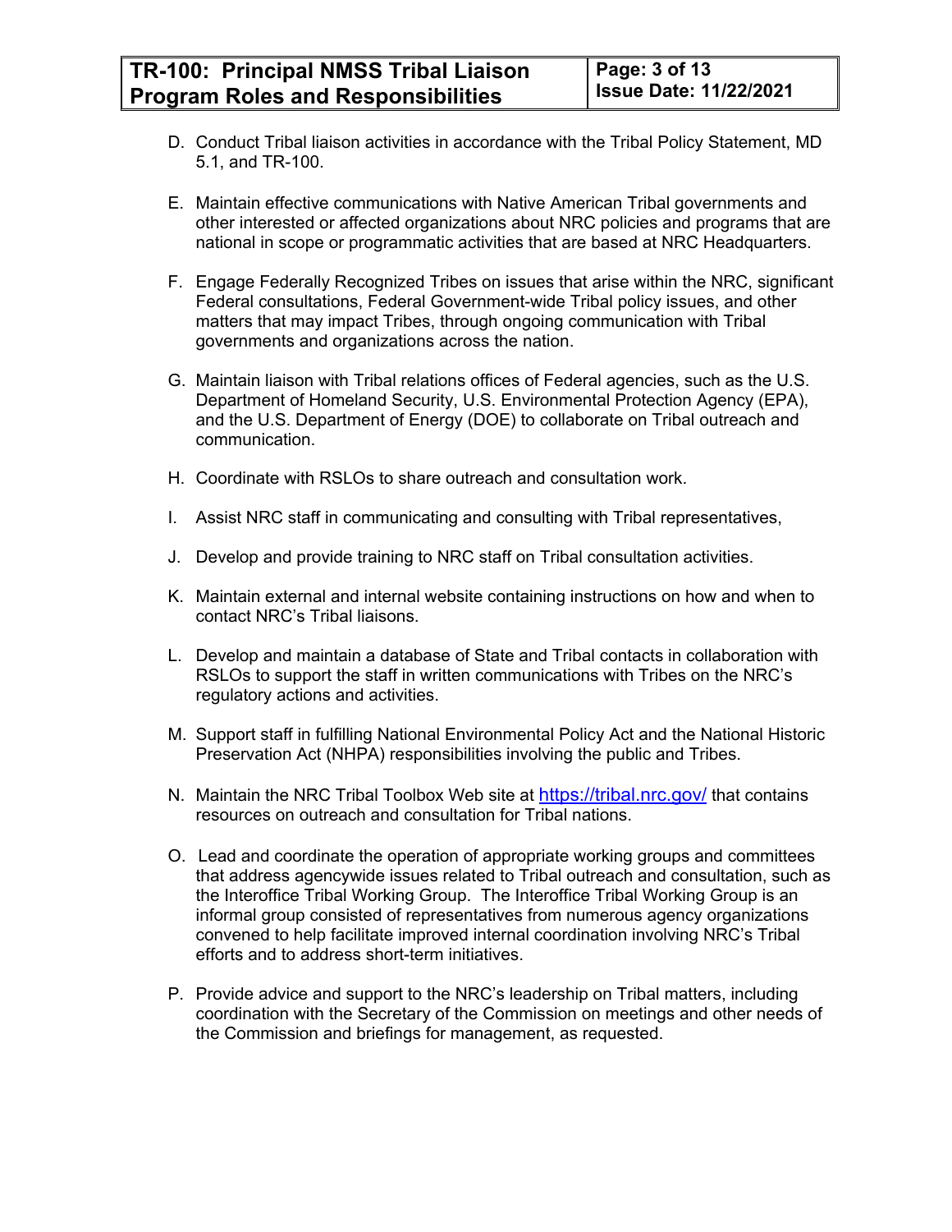D. Conduct Tribal liaison activities in accordance with the Tribal Policy Statement, MD 5.1, and TR-100.

E. Maintain effective communications with Native American Tribal governments and other interested or affected organizations about NRC policies and programs that are national in scope or programmatic activities that are based at NRC Headquarters.

F. Engage Federally Recognized Tribes on issues that arise within the NRC, significant Federal consultations, Federal Government-wide Tribal policy issues, and other matters that may impact Tribes, through ongoing communication with Tribal governments and organizations across the nation.

G. Maintain liaison with Tribal relations offices of Federal agencies, such as the U.S. Department of Homeland Security, U.S. Environmental Protection Agency (EPA), and the U.S. Department of Energy (DOE) to collaborate on Tribal outreach and communication.

H. Coordinate with RSLOs to share outreach and consultation work.

I. Assist NRC staff in communicating and consulting with Tribal representatives,

J. Develop and provide training to NRC staff on Tribal consultation activities.

K. Maintain external and internal website containing instructions on how and when to contact NRC's Tribal liaisons.

L. Develop and maintain a database of State and Tribal contacts in collaboration with RSLOs to support the staff in written communications with Tribes on the NRC's regulatory actions and activities.

M. Support staff in fulfilling National Environmental Policy Act and the National Historic Preservation Act (NHPA) responsibilities involving the public and Tribes.

N. Maintain the NRC Tribal Toolbox Web site at https://tribal.nrc.gov/ that contains resources on outreach and consultation for Tribal nations.

O. Lead and coordinate the operation of appropriate working groups and committees that address agencywide issues related to Tribal outreach and consultation, such as the Interoffice Tribal Working Group. The Interoffice Tribal Working Group is an informal group consisted of representatives from numerous agency organizations convened to help facilitate improved internal coordination involving NRC's Tribal efforts and to address short-term initiatives.

P. Provide advice and support to the NRC's leadership on Tribal matters, including coordination with the Secretary of the Commission on meetings and other needs of the Commission and briefings for management, as requested.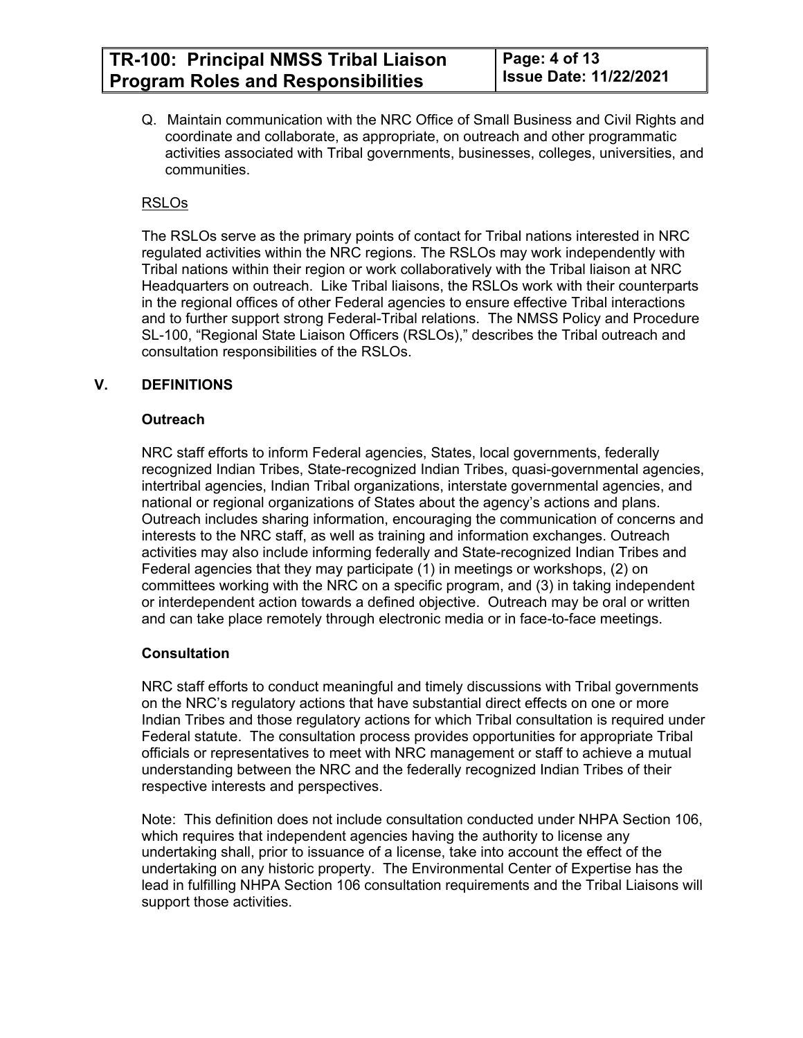Q. Maintain communication with the NRC Office of Small Business and Civil Rights and coordinate and collaborate, as appropriate, on outreach and other programmatic activities associated with Tribal governments, businesses, colleges, universities, and communities.

RSLOs

The RSLOs serve as the primary points of contact for Tribal nations interested in NRC regulated activities within the NRC regions. The RSLOs may work independently with Tribal nations within their region or work collaboratively with the Tribal liaison at NRC Headquarters on outreach. Like Tribal liaisons, the RSLOs work with their counterparts in the regional offices of other Federal agencies to ensure effective Tribal interactions and to further support strong Federal-Tribal relations. The NMSS Policy and Procedure SL-100, "Regional State Liaison Officers (RSLOs)," describes the Tribal outreach and consultation responsibilities of the RSLOs.

## V. DEFINITIONS

**Outreach**

NRC staff efforts to inform Federal agencies, States, local governments, federally recognized Indian Tribes, State-recognized Indian Tribes, quasi-governmental agencies, intertribal agencies, Indian Tribal organizations, interstate governmental agencies, and national or regional organizations of States about the agency's actions and plans. Outreach includes sharing information, encouraging the communication of concerns and interests to the NRC staff, as well as training and information exchanges. Outreach activities may also include informing federally and State-recognized Indian Tribes and Federal agencies that they may participate (1) in meetings or workshops, (2) on committees working with the NRC on a specific program, and (3) in taking independent or interdependent action towards a defined objective. Outreach may be oral or written and can take place remotely through electronic media or in face-to-face meetings.

**Consultation**

NRC staff efforts to conduct meaningful and timely discussions with Tribal governments on the NRC's regulatory actions that have substantial direct effects on one or more Indian Tribes and those regulatory actions for which Tribal consultation is required under Federal statute. The consultation process provides opportunities for appropriate Tribal officials or representatives to meet with NRC management or staff to achieve a mutual understanding between the NRC and the federally recognized Indian Tribes of their respective interests and perspectives.

Note: This definition does not include consultation conducted under NHPA Section 106, which requires that independent agencies having the authority to license any undertaking shall, prior to issuance of a license, take into account the effect of the undertaking on any historic property. The Environmental Center of Expertise has the lead in fulfilling NHPA Section 106 consultation requirements and the Tribal Liaisons will support those activities.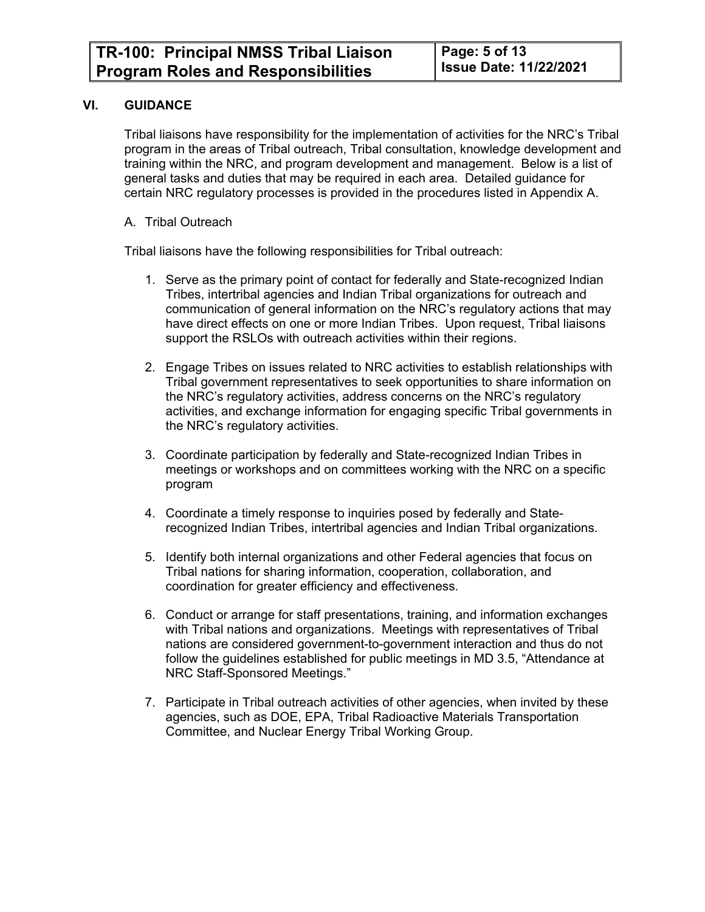## VI. GUIDANCE

Tribal liaisons have responsibility for the implementation of activities for the NRC's Tribal program in the areas of Tribal outreach, Tribal consultation, knowledge development and training within the NRC, and program development and management. Below is a list of general tasks and duties that may be required in each area. Detailed guidance for certain NRC regulatory processes is provided in the procedures listed in Appendix A.

### A. Tribal Outreach

Tribal liaisons have the following responsibilities for Tribal outreach:

1. Serve as the primary point of contact for federally and State-recognized Indian Tribes, intertribal agencies and Indian Tribal organizations for outreach and communication of general information on the NRC's regulatory actions that may have direct effects on one or more Indian Tribes. Upon request, Tribal liaisons support the RSLOs with outreach activities within their regions.

2. Engage Tribes on issues related to NRC activities to establish relationships with Tribal government representatives to seek opportunities to share information on the NRC's regulatory activities, address concerns on the NRC's regulatory activities, and exchange information for engaging specific Tribal governments in the NRC's regulatory activities.

3. Coordinate participation by federally and State-recognized Indian Tribes in meetings or workshops and on committees working with the NRC on a specific program

4. Coordinate a timely response to inquiries posed by federally and State-recognized Indian Tribes, intertribal agencies and Indian Tribal organizations.

5. Identify both internal organizations and other Federal agencies that focus on Tribal nations for sharing information, cooperation, collaboration, and coordination for greater efficiency and effectiveness.

6. Conduct or arrange for staff presentations, training, and information exchanges with Tribal nations and organizations. Meetings with representatives of Tribal nations are considered government-to-government interaction and thus do not follow the guidelines established for public meetings in MD 3.5, "Attendance at NRC Staff-Sponsored Meetings."

7. Participate in Tribal outreach activities of other agencies, when invited by these agencies, such as DOE, EPA, Tribal Radioactive Materials Transportation Committee, and Nuclear Energy Tribal Working Group.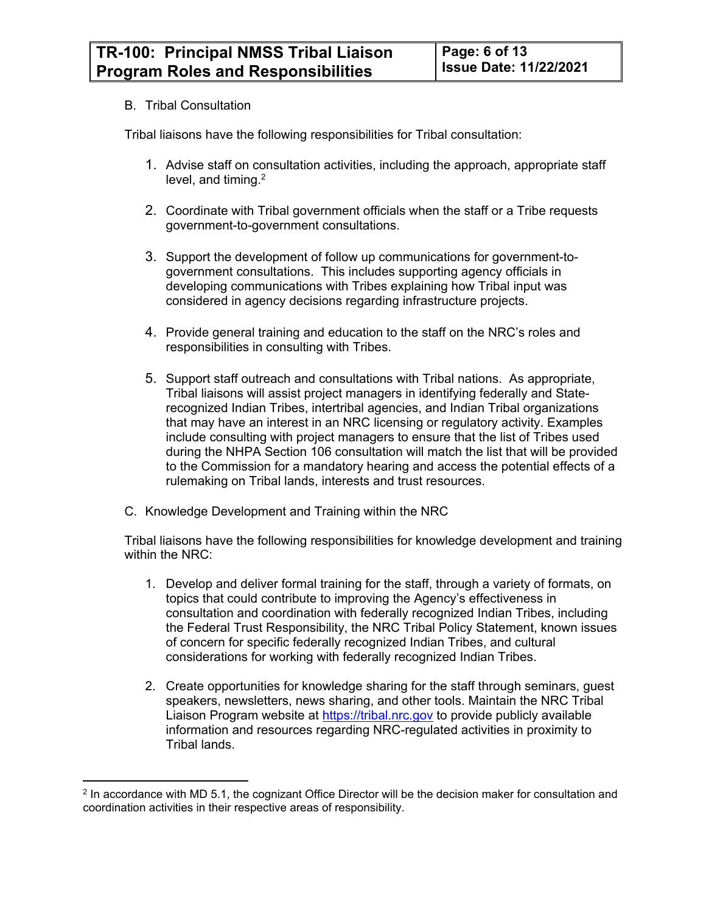B. Tribal Consultation

Tribal liaisons have the following responsibilities for Tribal consultation:

1. Advise staff on consultation activities, including the approach, appropriate staff level, and timing.[2]

2. Coordinate with Tribal government officials when the staff or a Tribe requests government-to-government consultations.

3. Support the development of follow up communications for government-to-government consultations. This includes supporting agency officials in developing communications with Tribes explaining how Tribal input was considered in agency decisions regarding infrastructure projects.

4. Provide general training and education to the staff on the NRC's roles and responsibilities in consulting with Tribes.

5. Support staff outreach and consultations with Tribal nations. As appropriate, Tribal liaisons will assist project managers in identifying federally and State-recognized Indian Tribes, intertribal agencies, and Indian Tribal organizations that may have an interest in an NRC licensing or regulatory activity. Examples include consulting with project managers to ensure that the list of Tribes used during the NHPA Section 106 consultation will match the list that will be provided to the Commission for a mandatory hearing and access the potential effects of a rulemaking on Tribal lands, interests and trust resources.

C. Knowledge Development and Training within the NRC

Tribal liaisons have the following responsibilities for knowledge development and training within the NRC:

1. Develop and deliver formal training for the staff, through a variety of formats, on topics that could contribute to improving the Agency's effectiveness in consultation and coordination with federally recognized Indian Tribes, including the Federal Trust Responsibility, the NRC Tribal Policy Statement, known issues of concern for specific federally recognized Indian Tribes, and cultural considerations for working with federally recognized Indian Tribes.

2. Create opportunities for knowledge sharing for the staff through seminars, guest speakers, newsletters, news sharing, and other tools. Maintain the NRC Tribal Liaison Program website at https://tribal.nrc.gov to provide publicly available information and resources regarding NRC-regulated activities in proximity to Tribal lands.

---

[2] In accordance with MD 5.1, the cognizant Office Director will be the decision maker for consultation and coordination activities in their respective areas of responsibility.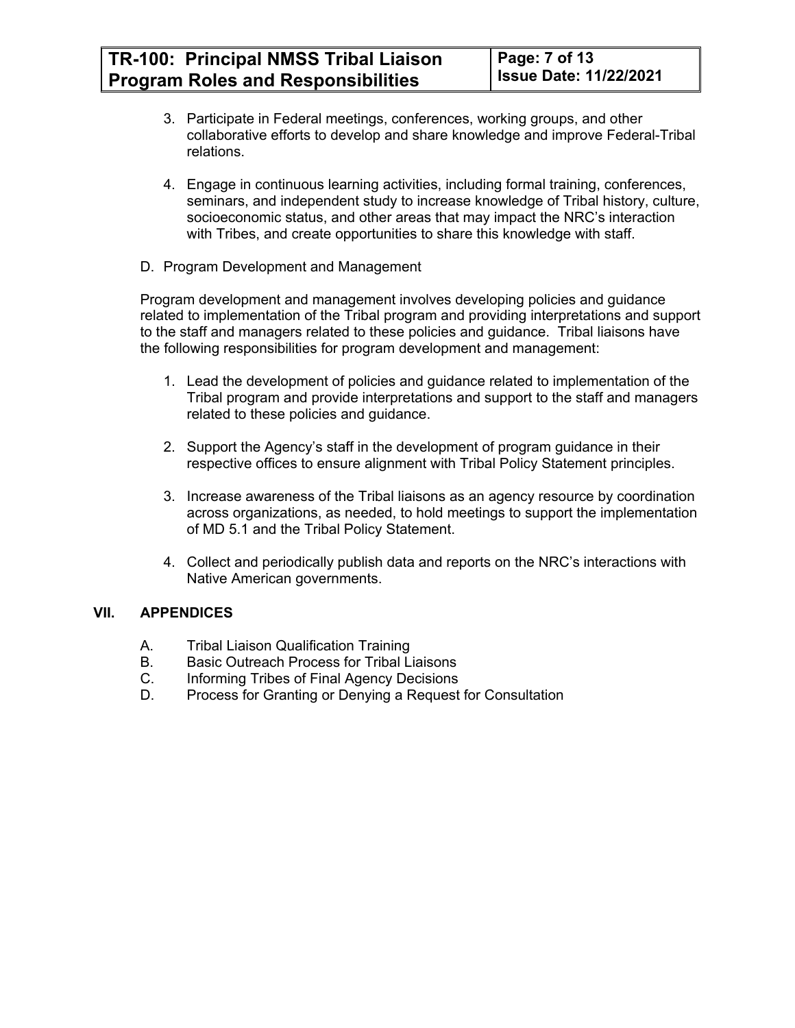3. Participate in Federal meetings, conferences, working groups, and other collaborative efforts to develop and share knowledge and improve Federal-Tribal relations.

4. Engage in continuous learning activities, including formal training, conferences, seminars, and independent study to increase knowledge of Tribal history, culture, socioeconomic status, and other areas that may impact the NRC's interaction with Tribes, and create opportunities to share this knowledge with staff.

D. Program Development and Management

Program development and management involves developing policies and guidance related to implementation of the Tribal program and providing interpretations and support to the staff and managers related to these policies and guidance. Tribal liaisons have the following responsibilities for program development and management:

1. Lead the development of policies and guidance related to implementation of the Tribal program and provide interpretations and support to the staff and managers related to these policies and guidance.

2. Support the Agency's staff in the development of program guidance in their respective offices to ensure alignment with Tribal Policy Statement principles.

3. Increase awareness of the Tribal liaisons as an agency resource by coordination across organizations, as needed, to hold meetings to support the implementation of MD 5.1 and the Tribal Policy Statement.

4. Collect and periodically publish data and reports on the NRC's interactions with Native American governments.

## VII. APPENDICES

A. Tribal Liaison Qualification Training
B. Basic Outreach Process for Tribal Liaisons
C. Informing Tribes of Final Agency Decisions
D. Process for Granting or Denying a Request for Consultation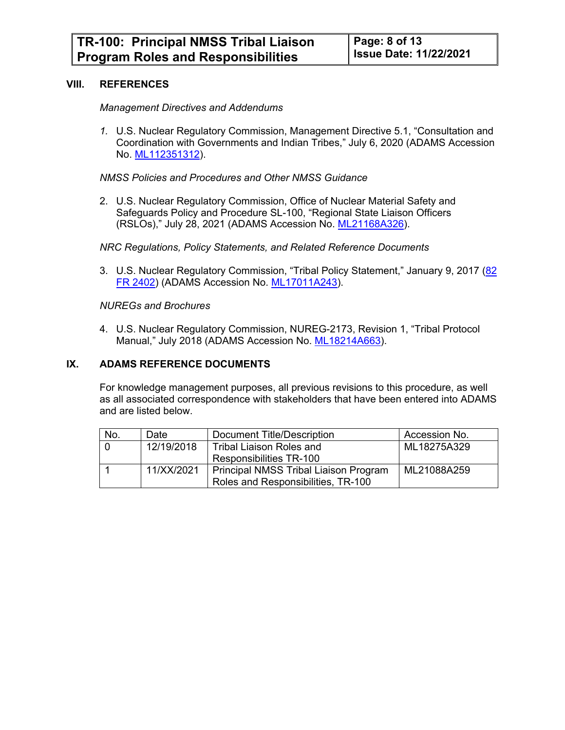## VIII. REFERENCES

*Management Directives and Addendums*

1. U.S. Nuclear Regulatory Commission, Management Directive 5.1, "Consultation and Coordination with Governments and Indian Tribes," July 6, 2020 (ADAMS Accession No. ML112351312).

*NMSS Policies and Procedures and Other NMSS Guidance*

2. U.S. Nuclear Regulatory Commission, Office of Nuclear Material Safety and Safeguards Policy and Procedure SL-100, "Regional State Liaison Officers (RSLOs)," July 28, 2021 (ADAMS Accession No. ML21168A326).

*NRC Regulations, Policy Statements, and Related Reference Documents*

3. U.S. Nuclear Regulatory Commission, "Tribal Policy Statement," January 9, 2017 (82 FR 2402) (ADAMS Accession No. ML17011A243).

*NUREGs and Brochures*

4. U.S. Nuclear Regulatory Commission, NUREG-2173, Revision 1, "Tribal Protocol Manual," July 2018 (ADAMS Accession No. ML18214A663).

## IX. ADAMS REFERENCE DOCUMENTS

For knowledge management purposes, all previous revisions to this procedure, as well as all associated correspondence with stakeholders that have been entered into ADAMS and are listed below.

| No. | Date | Document Title/Description | Accession No. |
|---|---|---|---|
| 0 | 12/19/2018 | Tribal Liaison Roles and Responsibilities TR-100 | ML18275A329 |
| 1 | 11/XX/2021 | Principal NMSS Tribal Liaison Program Roles and Responsibilities, TR-100 | ML21088A259 |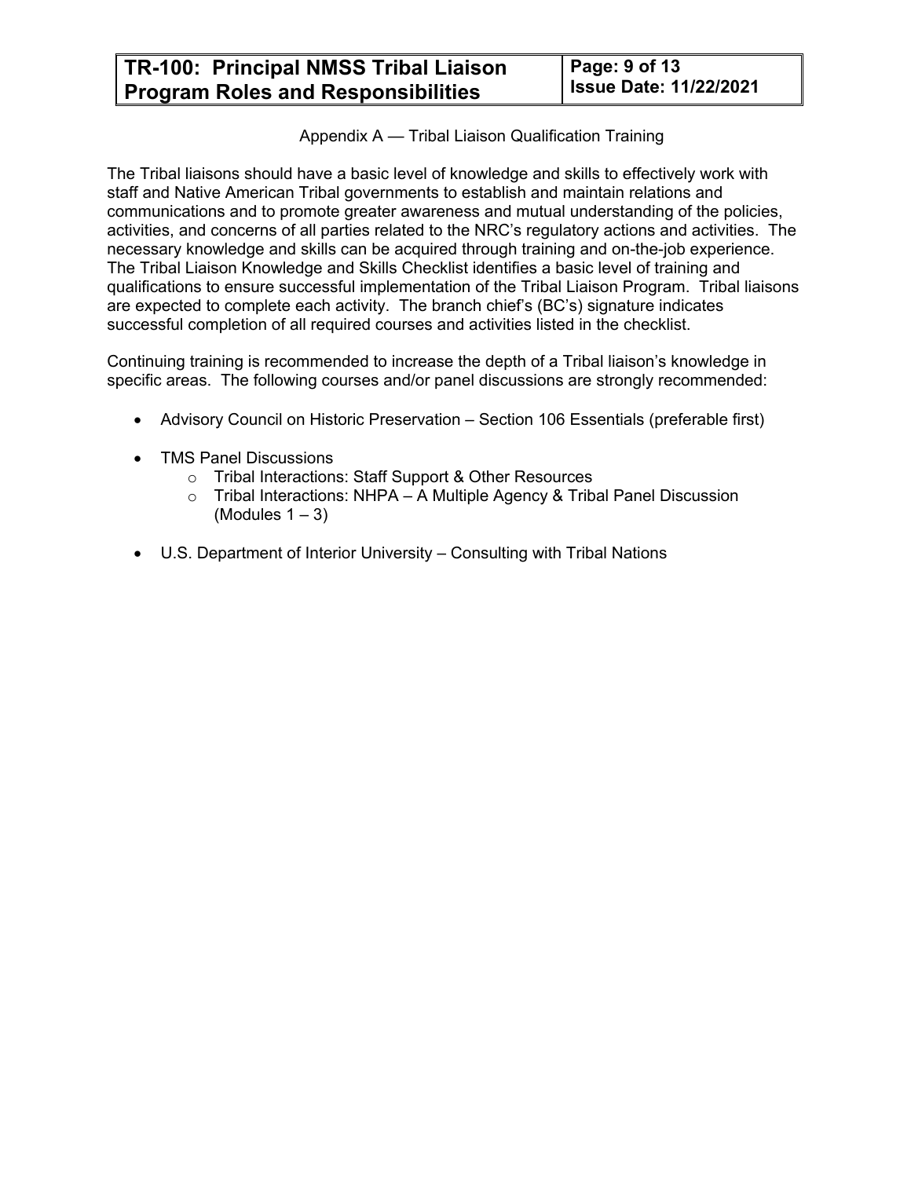## Appendix A — Tribal Liaison Qualification Training

The Tribal liaisons should have a basic level of knowledge and skills to effectively work with staff and Native American Tribal governments to establish and maintain relations and communications and to promote greater awareness and mutual understanding of the policies, activities, and concerns of all parties related to the NRC's regulatory actions and activities. The necessary knowledge and skills can be acquired through training and on-the-job experience. The Tribal Liaison Knowledge and Skills Checklist identifies a basic level of training and qualifications to ensure successful implementation of the Tribal Liaison Program. Tribal liaisons are expected to complete each activity. The branch chief's (BC's) signature indicates successful completion of all required courses and activities listed in the checklist.

Continuing training is recommended to increase the depth of a Tribal liaison's knowledge in specific areas. The following courses and/or panel discussions are strongly recommended:

- Advisory Council on Historic Preservation – Section 106 Essentials (preferable first)
- TMS Panel Discussions
  - Tribal Interactions: Staff Support & Other Resources
  - Tribal Interactions: NHPA – A Multiple Agency & Tribal Panel Discussion (Modules 1 – 3)
- U.S. Department of Interior University – Consulting with Tribal Nations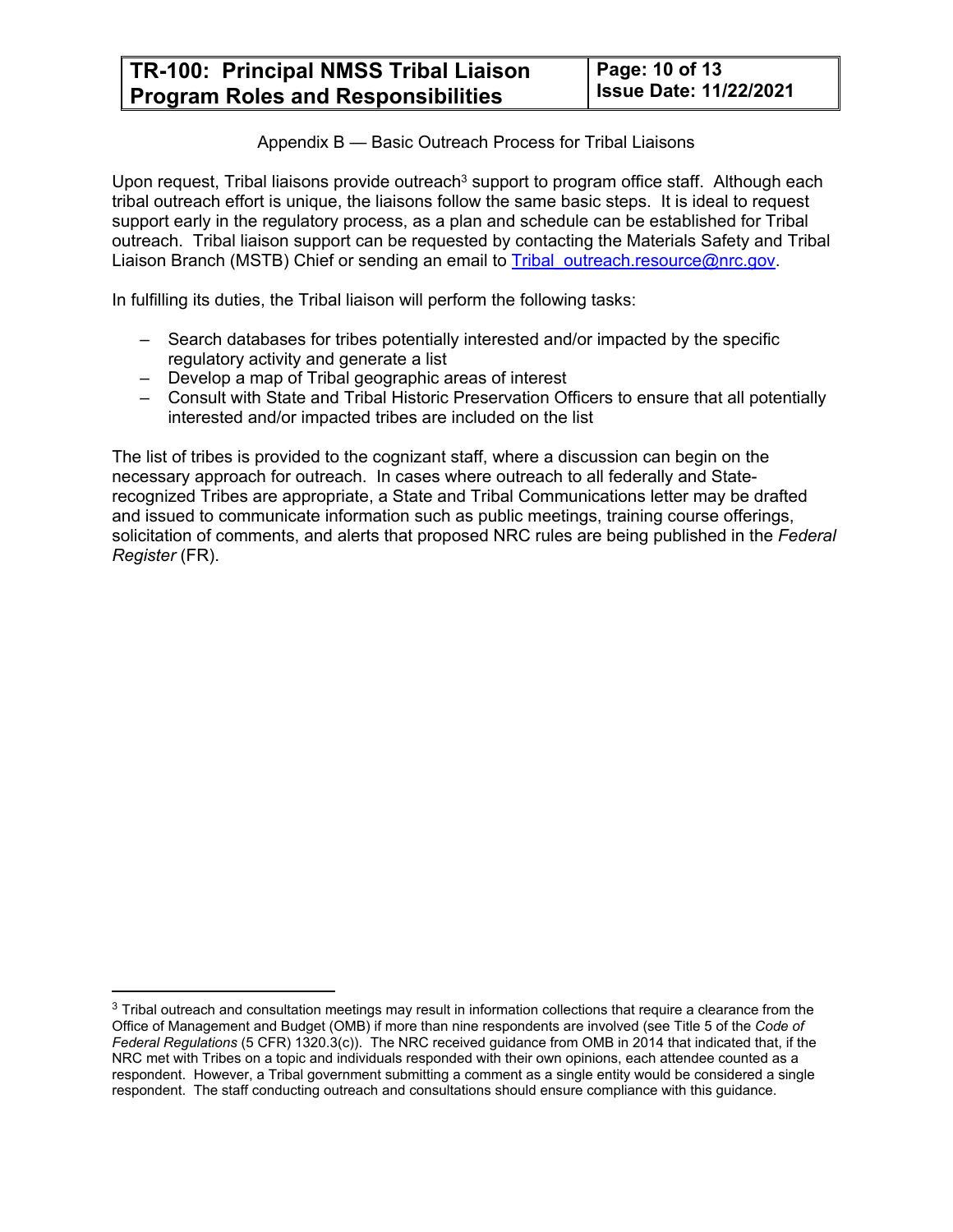## Appendix B — Basic Outreach Process for Tribal Liaisons

Upon request, Tribal liaisons provide outreach[3] support to program office staff. Although each tribal outreach effort is unique, the liaisons follow the same basic steps. It is ideal to request support early in the regulatory process, as a plan and schedule can be established for Tribal outreach. Tribal liaison support can be requested by contacting the Materials Safety and Tribal Liaison Branch (MSTB) Chief or sending an email to Tribal_outreach.resource@nrc.gov.

In fulfilling its duties, the Tribal liaison will perform the following tasks:

- Search databases for tribes potentially interested and/or impacted by the specific regulatory activity and generate a list
- Develop a map of Tribal geographic areas of interest
- Consult with State and Tribal Historic Preservation Officers to ensure that all potentially interested and/or impacted tribes are included on the list

The list of tribes is provided to the cognizant staff, where a discussion can begin on the necessary approach for outreach. In cases where outreach to all federally and State-recognized Tribes are appropriate, a State and Tribal Communications letter may be drafted and issued to communicate information such as public meetings, training course offerings, solicitation of comments, and alerts that proposed NRC rules are being published in the *Federal Register* (FR).

---

[3] Tribal outreach and consultation meetings may result in information collections that require a clearance from the Office of Management and Budget (OMB) if more than nine respondents are involved (see Title 5 of the *Code of Federal Regulations* (5 CFR) 1320.3(c)). The NRC received guidance from OMB in 2014 that indicated that, if the NRC met with Tribes on a topic and individuals responded with their own opinions, each attendee counted as a respondent. However, a Tribal government submitting a comment as a single entity would be considered a single respondent. The staff conducting outreach and consultations should ensure compliance with this guidance.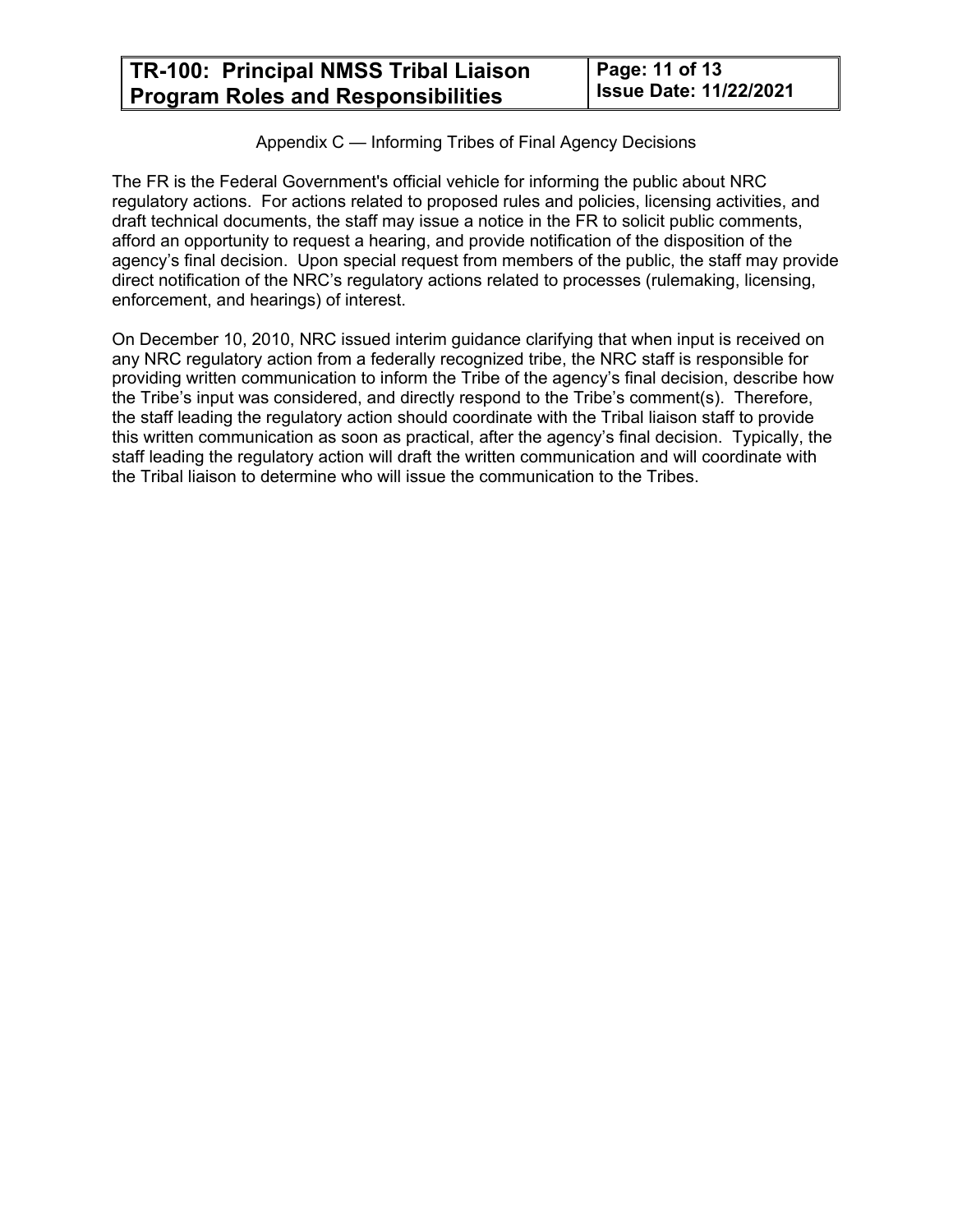## Appendix C — Informing Tribes of Final Agency Decisions

The FR is the Federal Government's official vehicle for informing the public about NRC regulatory actions. For actions related to proposed rules and policies, licensing activities, and draft technical documents, the staff may issue a notice in the FR to solicit public comments, afford an opportunity to request a hearing, and provide notification of the disposition of the agency's final decision. Upon special request from members of the public, the staff may provide direct notification of the NRC's regulatory actions related to processes (rulemaking, licensing, enforcement, and hearings) of interest.

On December 10, 2010, NRC issued interim guidance clarifying that when input is received on any NRC regulatory action from a federally recognized tribe, the NRC staff is responsible for providing written communication to inform the Tribe of the agency's final decision, describe how the Tribe's input was considered, and directly respond to the Tribe's comment(s). Therefore, the staff leading the regulatory action should coordinate with the Tribal liaison staff to provide this written communication as soon as practical, after the agency's final decision. Typically, the staff leading the regulatory action will draft the written communication and will coordinate with the Tribal liaison to determine who will issue the communication to the Tribes.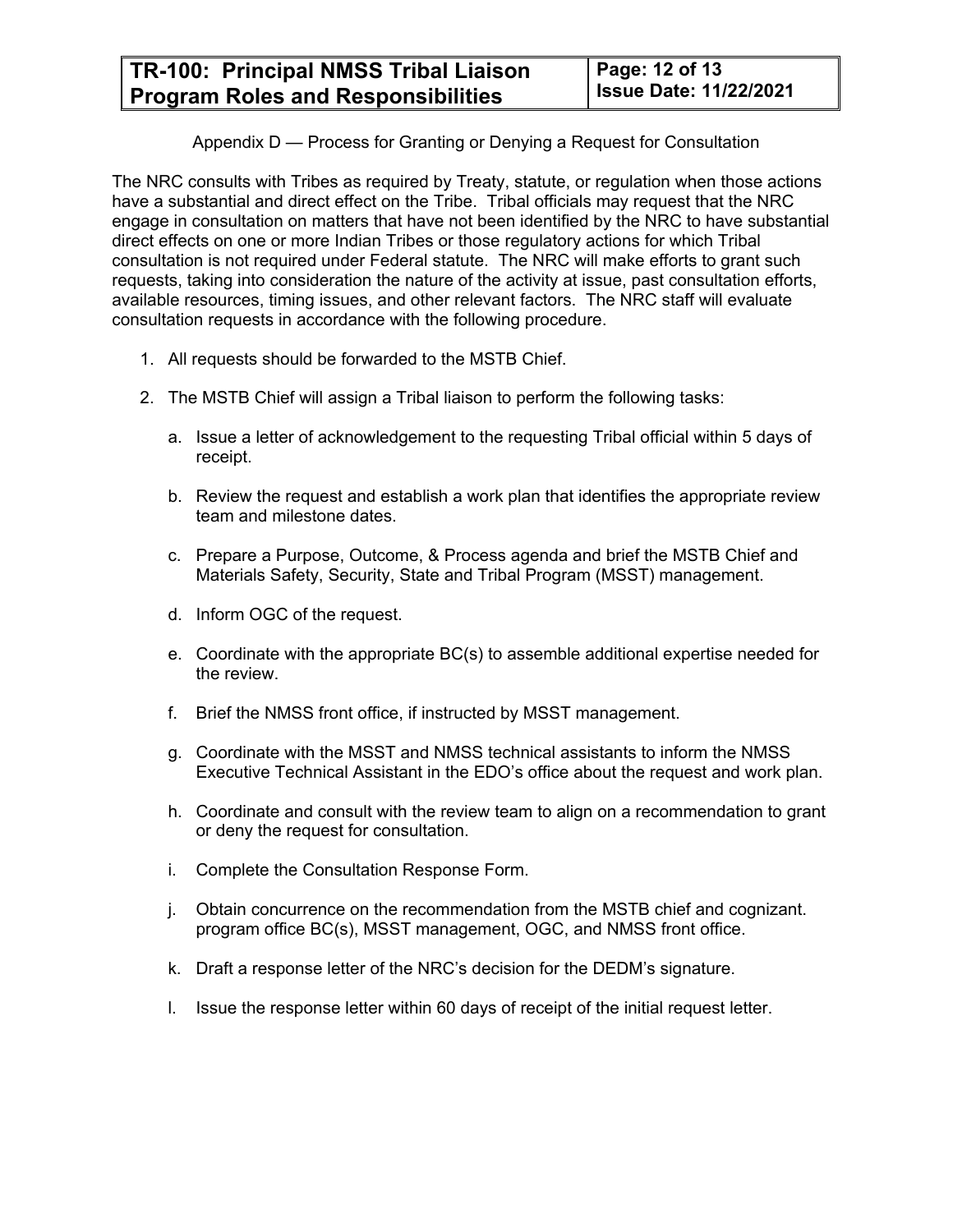Appendix D — Process for Granting or Denying a Request for Consultation

The NRC consults with Tribes as required by Treaty, statute, or regulation when those actions have a substantial and direct effect on the Tribe. Tribal officials may request that the NRC engage in consultation on matters that have not been identified by the NRC to have substantial direct effects on one or more Indian Tribes or those regulatory actions for which Tribal consultation is not required under Federal statute. The NRC will make efforts to grant such requests, taking into consideration the nature of the activity at issue, past consultation efforts, available resources, timing issues, and other relevant factors. The NRC staff will evaluate consultation requests in accordance with the following procedure.

1. All requests should be forwarded to the MSTB Chief.

2. The MSTB Chief will assign a Tribal liaison to perform the following tasks:

   a. Issue a letter of acknowledgement to the requesting Tribal official within 5 days of receipt.

   b. Review the request and establish a work plan that identifies the appropriate review team and milestone dates.

   c. Prepare a Purpose, Outcome, & Process agenda and brief the MSTB Chief and Materials Safety, Security, State and Tribal Program (MSST) management.

   d. Inform OGC of the request.

   e. Coordinate with the appropriate BC(s) to assemble additional expertise needed for the review.

   f. Brief the NMSS front office, if instructed by MSST management.

   g. Coordinate with the MSST and NMSS technical assistants to inform the NMSS Executive Technical Assistant in the EDO's office about the request and work plan.

   h. Coordinate and consult with the review team to align on a recommendation to grant or deny the request for consultation.

   i. Complete the Consultation Response Form.

   j. Obtain concurrence on the recommendation from the MSTB chief and cognizant. program office BC(s), MSST management, OGC, and NMSS front office.

   k. Draft a response letter of the NRC's decision for the DEDM's signature.

   l. Issue the response letter within 60 days of receipt of the initial request letter.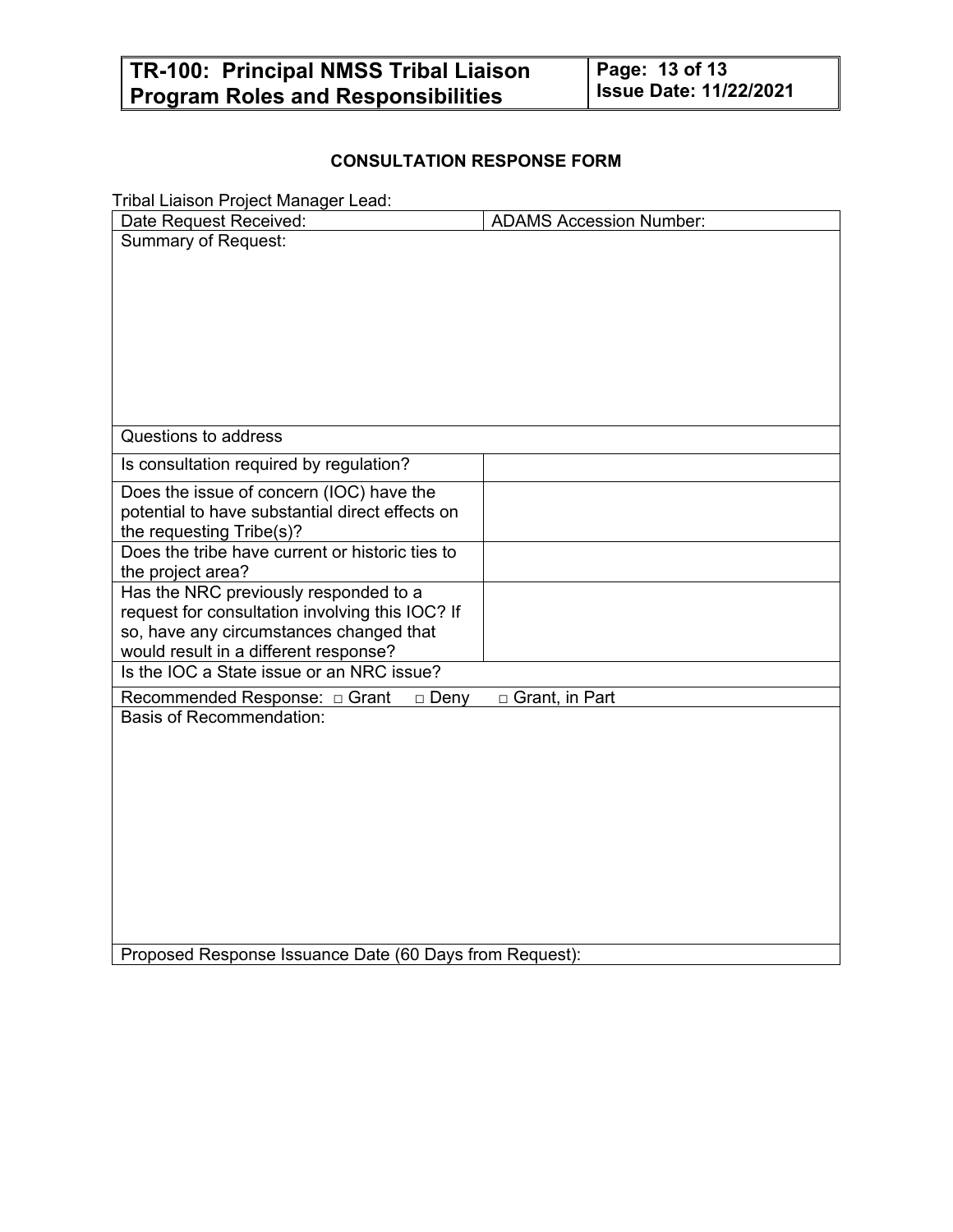## CONSULTATION RESPONSE FORM

Tribal Liaison Project Manager Lead:

| | |
|---|---|
| Date Request Received: | ADAMS Accession Number: |
| Summary of Request: | |
| Questions to address | |
| Is consultation required by regulation? | |
| Does the issue of concern (IOC) have the potential to have substantial direct effects on the requesting Tribe(s)? | |
| Does the tribe have current or historic ties to the project area? | |
| Has the NRC previously responded to a request for consultation involving this IOC? If so, have any circumstances changed that would result in a different response? | |
| Is the IOC a State issue or an NRC issue? | |
| Recommended Response: □ Grant □ Deny □ Grant, in Part | |
| Basis of Recommendation: | |
| Proposed Response Issuance Date (60 Days from Request): | |